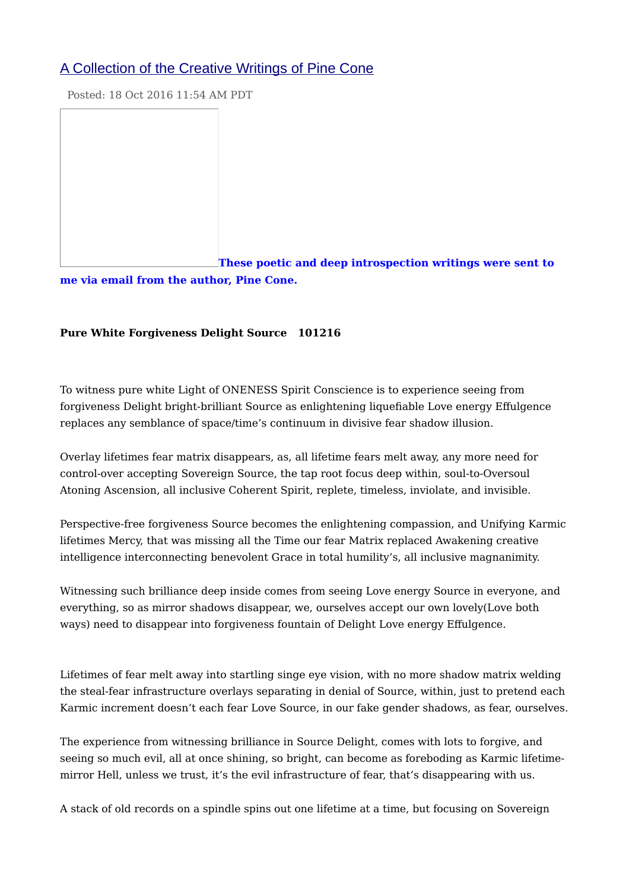[A Collection of the Creative Writings of Pine Cone](#)

Posted: 18 Oct 2016 11:54 AM PDT

**These poetic and deep introspection writings were sent to me via email from the author, Pine Cone.**

**Pure White Forgiveness Delight Source 101216**

To witness pure white Light of ONENESS Spirit Conscience is to experience seeing from forgiveness Delight bright-brilliant Source as enlightening liquefiable Love energy Effulgence replaces any semblance of space/time's continuum in divisive fear shadow illusion.

Overlay lifetimes fear matrix disappears, as, all lifetime fears melt away, any more need for control-over accepting Sovereign Source, the tap root focus deep within, soul-to-Oversoul Atoning Ascension, all inclusive Coherent Spirit, replete, timeless, inviolate, and invisible.

Perspective-free forgiveness Source becomes the enlightening compassion, and Unifying Karmic lifetimes Mercy, that was missing all the Time our fear Matrix replaced Awakening creative intelligence interconnecting benevolent Grace in total humility's, all inclusive magnanimity.

Witnessing such brilliance deep inside comes from seeing Love energy Source in everyone, and everything, so as mirror shadows disappear, we, ourselves accept our own lovely(Love both ways) need to disappear into forgiveness fountain of Delight Love energy Effulgence.

Lifetimes of fear melt away into startling singe eye vision, with no more shadow matrix welding the steal-fear infrastructure overlays separating in denial of Source, within, just to pretend each Karmic increment doesn't each fear Love Source, in our fake gender shadows, as fear, ourselves.

The experience from witnessing brilliance in Source Delight, comes with lots to forgive, and seeing so much evil, all at once shining, so bright, can become as foreboding as Karmic lifetime-mirror Hell, unless we trust, it's the evil infrastructure of fear, that's disappearing with us.

A stack of old records on a spindle spins out one lifetime at a time, but focusing on Sovereign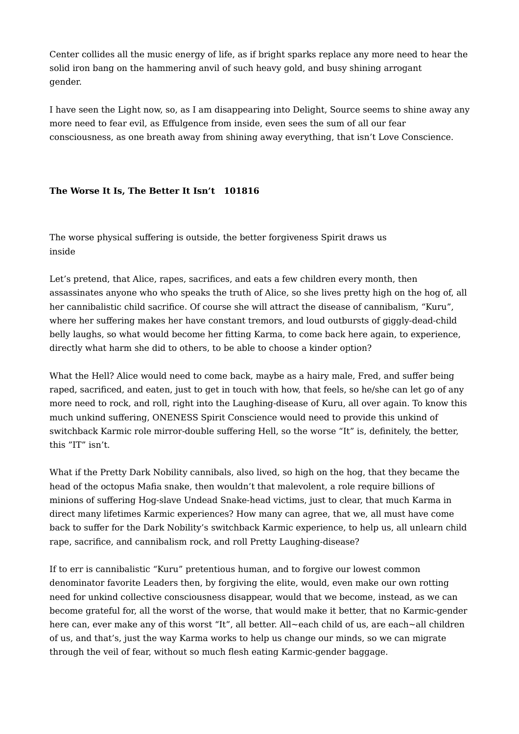Center collides all the music energy of life, as if bright sparks replace any more need to hear the solid iron bang on the hammering anvil of such heavy gold, and busy shining arrogant gender.

I have seen the Light now, so, as I am disappearing into Delight, Source seems to shine away any more need to fear evil, as Effulgence from inside, even sees the sum of all our fear consciousness, as one breath away from shining away everything, that isn't Love Conscience.

**The Worse It Is, The Better It Isn't   101816**

The worse physical suffering is outside, the better forgiveness Spirit draws us inside

Let's pretend, that Alice, rapes, sacrifices, and eats a few children every month, then assassinates anyone who who speaks the truth of Alice, so she lives pretty high on the hog of, all her cannibalistic child sacrifice. Of course she will attract the disease of cannibalism, "Kuru", where her suffering makes her have constant tremors, and loud outbursts of giggly-dead-child belly laughs, so what would become her fitting Karma, to come back here again, to experience, directly what harm she did to others, to be able to choose a kinder option?

What the Hell? Alice would need to come back, maybe as a hairy male, Fred, and suffer being raped, sacrificed, and eaten, just to get in touch with how, that feels, so he/she can let go of any more need to rock, and roll, right into the Laughing-disease of Kuru, all over again. To know this much unkind suffering, ONENESS Spirit Conscience would need to provide this unkind of switchback Karmic role mirror-double suffering Hell, so the worse "It" is, definitely, the better, this "IT" isn't.

What if the Pretty Dark Nobility cannibals, also lived, so high on the hog, that they became the head of the octopus Mafia snake, then wouldn't that malevolent, a role require billions of minions of suffering Hog-slave Undead Snake-head victims, just to clear, that much Karma in direct many lifetimes Karmic experiences? How many can agree, that we, all must have come back to suffer for the Dark Nobility's switchback Karmic experience, to help us, all unlearn child rape, sacrifice, and cannibalism rock, and roll Pretty Laughing-disease?

If to err is cannibalistic "Kuru" pretentious human, and to forgive our lowest common denominator favorite Leaders then, by forgiving the elite, would, even make our own rotting need for unkind collective consciousness disappear, would that we become, instead, as we can become grateful for, all the worst of the worse, that would make it better, that no Karmic-gender here can, ever make any of this worst "It", all better. All~each child of us, are each~all children of us, and that's, just the way Karma works to help us change our minds, so we can migrate through the veil of fear, without so much flesh eating Karmic-gender baggage.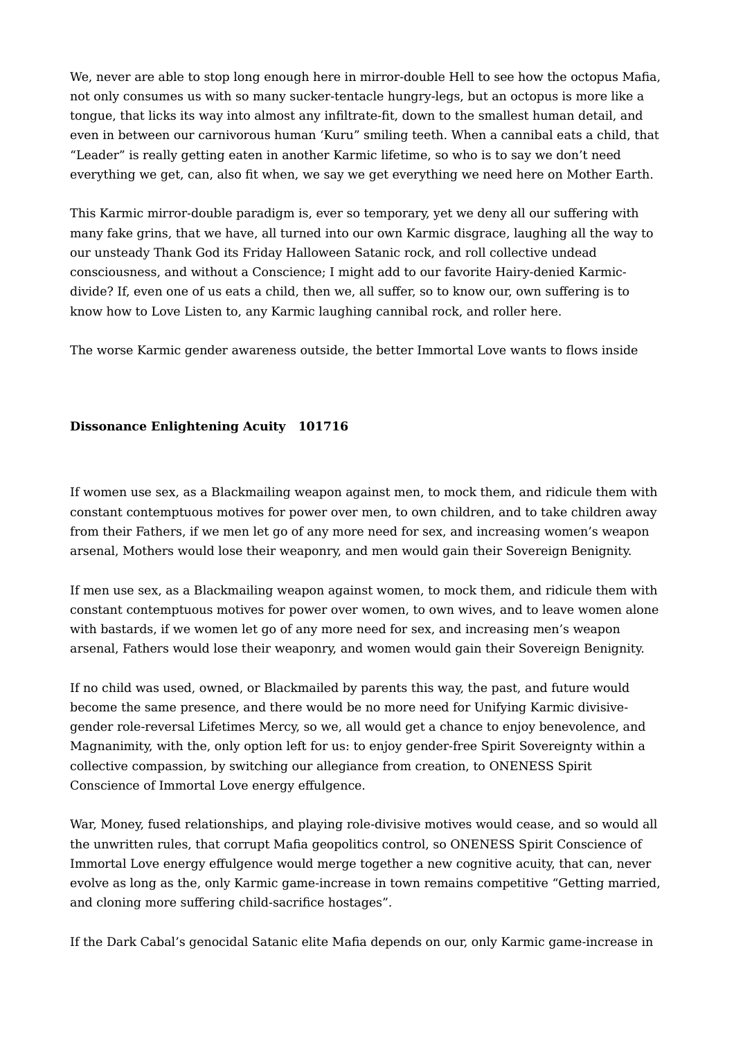We, never are able to stop long enough here in mirror-double Hell to see how the octopus Mafia, not only consumes us with so many sucker-tentacle hungry-legs, but an octopus is more like a tongue, that licks its way into almost any infiltrate-fit, down to the smallest human detail, and even in between our carnivorous human 'Kuru" smiling teeth. When a cannibal eats a child, that "Leader" is really getting eaten in another Karmic lifetime, so who is to say we don't need everything we get, can, also fit when, we say we get everything we need here on Mother Earth.

This Karmic mirror-double paradigm is, ever so temporary, yet we deny all our suffering with many fake grins, that we have, all turned into our own Karmic disgrace, laughing all the way to our unsteady Thank God its Friday Halloween Satanic rock, and roll collective undead consciousness, and without a Conscience; I might add to our favorite Hairy-denied Karmic-divide? If, even one of us eats a child, then we, all suffer, so to know our, own suffering is to know how to Love Listen to, any Karmic laughing cannibal rock, and roller here.

The worse Karmic gender awareness outside, the better Immortal Love wants to flows inside

**Dissonance Enlightening Acuity   101716**

If women use sex, as a Blackmailing weapon against men, to mock them, and ridicule them with constant contemptuous motives for power over men, to own children, and to take children away from their Fathers, if we men let go of any more need for sex, and increasing women's weapon arsenal, Mothers would lose their weaponry, and men would gain their Sovereign Benignity.

If men use sex, as a Blackmailing weapon against women, to mock them, and ridicule them with constant contemptuous motives for power over women, to own wives, and to leave women alone with bastards, if we women let go of any more need for sex, and increasing men's weapon arsenal, Fathers would lose their weaponry, and women would gain their Sovereign Benignity.

If no child was used, owned, or Blackmailed by parents this way, the past, and future would become the same presence, and there would be no more need for Unifying Karmic divisive-gender role-reversal Lifetimes Mercy, so we, all would get a chance to enjoy benevolence, and Magnanimity, with the, only option left for us: to enjoy gender-free Spirit Sovereignty within a collective compassion, by switching our allegiance from creation, to ONENESS Spirit Conscience of Immortal Love energy effulgence.

War, Money, fused relationships, and playing role-divisive motives would cease, and so would all the unwritten rules, that corrupt Mafia geopolitics control, so ONENESS Spirit Conscience of Immortal Love energy effulgence would merge together a new cognitive acuity, that can, never evolve as long as the, only Karmic game-increase in town remains competitive "Getting married, and cloning more suffering child-sacrifice hostages".

If the Dark Cabal's genocidal Satanic elite Mafia depends on our, only Karmic game-increase in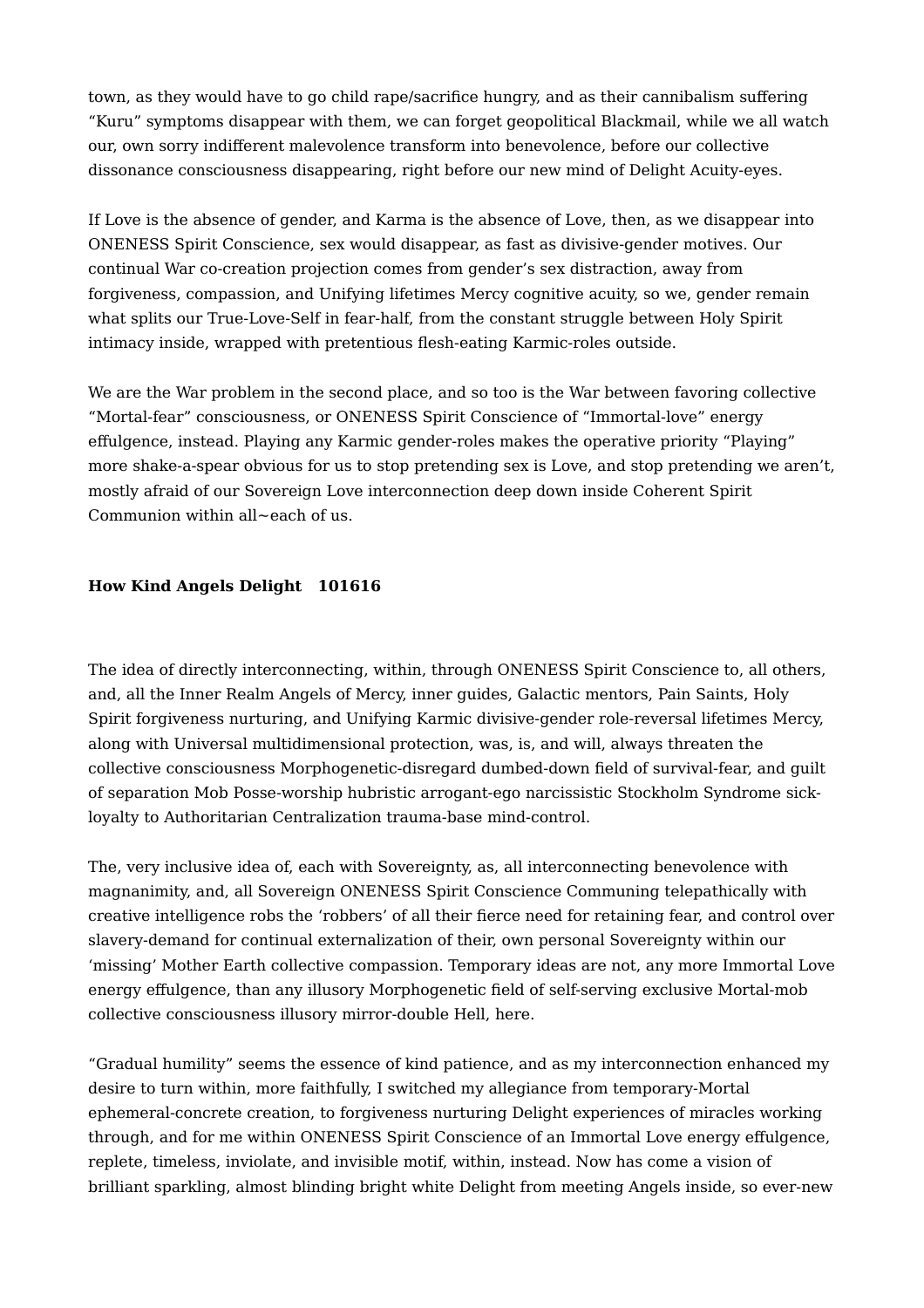town, as they would have to go child rape/sacrifice hungry, and as their cannibalism suffering "Kuru" symptoms disappear with them, we can forget geopolitical Blackmail, while we all watch our, own sorry indifferent malevolence transform into benevolence, before our collective dissonance consciousness disappearing, right before our new mind of Delight Acuity-eyes.

If Love is the absence of gender, and Karma is the absence of Love, then, as we disappear into ONENESS Spirit Conscience, sex would disappear, as fast as divisive-gender motives. Our continual War co-creation projection comes from gender's sex distraction, away from forgiveness, compassion, and Unifying lifetimes Mercy cognitive acuity, so we, gender remain what splits our True-Love-Self in fear-half, from the constant struggle between Holy Spirit intimacy inside, wrapped with pretentious flesh-eating Karmic-roles outside.

We are the War problem in the second place, and so too is the War between favoring collective "Mortal-fear" consciousness, or ONENESS Spirit Conscience of "Immortal-love" energy effulgence, instead. Playing any Karmic gender-roles makes the operative priority "Playing" more shake-a-spear obvious for us to stop pretending sex is Love, and stop pretending we aren't, mostly afraid of our Sovereign Love interconnection deep down inside Coherent Spirit Communion within all~each of us.

**How Kind Angels Delight   101616**

The idea of directly interconnecting, within, through ONENESS Spirit Conscience to, all others, and, all the Inner Realm Angels of Mercy, inner guides, Galactic mentors, Pain Saints, Holy Spirit forgiveness nurturing, and Unifying Karmic divisive-gender role-reversal lifetimes Mercy, along with Universal multidimensional protection, was, is, and will, always threaten the collective consciousness Morphogenetic-disregard dumbed-down field of survival-fear, and guilt of separation Mob Posse-worship hubristic arrogant-ego narcissistic Stockholm Syndrome sick-loyalty to Authoritarian Centralization trauma-base mind-control.

The, very inclusive idea of, each with Sovereignty, as, all interconnecting benevolence with magnanimity, and, all Sovereign ONENESS Spirit Conscience Communing telepathically with creative intelligence robs the 'robbers' of all their fierce need for retaining fear, and control over slavery-demand for continual externalization of their, own personal Sovereignty within our 'missing' Mother Earth collective compassion. Temporary ideas are not, any more Immortal Love energy effulgence, than any illusory Morphogenetic field of self-serving exclusive Mortal-mob collective consciousness illusory mirror-double Hell, here.

"Gradual humility" seems the essence of kind patience, and as my interconnection enhanced my desire to turn within, more faithfully, I switched my allegiance from temporary-Mortal ephemeral-concrete creation, to forgiveness nurturing Delight experiences of miracles working through, and for me within ONENESS Spirit Conscience of an Immortal Love energy effulgence, replete, timeless, inviolate, and invisible motif, within, instead. Now has come a vision of brilliant sparkling, almost blinding bright white Delight from meeting Angels inside, so ever-new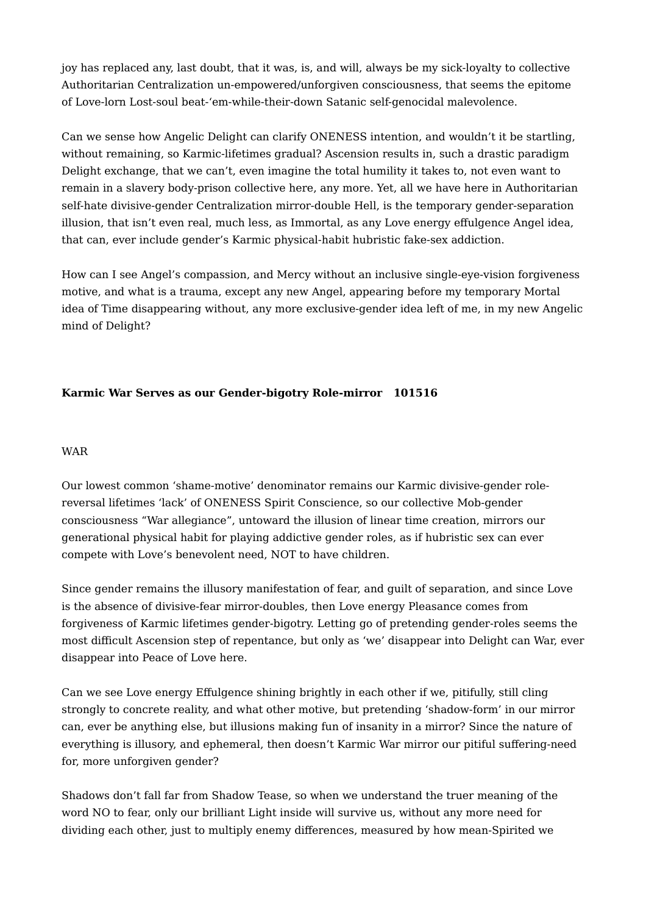joy has replaced any, last doubt, that it was, is, and will, always be my sick-loyalty to collective Authoritarian Centralization un-empowered/unforgiven consciousness, that seems the epitome of Love-lorn Lost-soul beat-'em-while-their-down Satanic self-genocidal malevolence.

Can we sense how Angelic Delight can clarify ONENESS intention, and wouldn't it be startling, without remaining, so Karmic-lifetimes gradual? Ascension results in, such a drastic paradigm Delight exchange, that we can't, even imagine the total humility it takes to, not even want to remain in a slavery body-prison collective here, any more. Yet, all we have here in Authoritarian self-hate divisive-gender Centralization mirror-double Hell, is the temporary gender-separation illusion, that isn't even real, much less, as Immortal, as any Love energy effulgence Angel idea, that can, ever include gender's Karmic physical-habit hubristic fake-sex addiction.

How can I see Angel's compassion, and Mercy without an inclusive single-eye-vision forgiveness motive, and what is a trauma, except any new Angel, appearing before my temporary Mortal idea of Time disappearing without, any more exclusive-gender idea left of me, in my new Angelic mind of Delight?

**Karmic War Serves as our Gender-bigotry Role-mirror 101516**

WAR

Our lowest common 'shame-motive' denominator remains our Karmic divisive-gender role-reversal lifetimes 'lack' of ONENESS Spirit Conscience, so our collective Mob-gender consciousness "War allegiance", untoward the illusion of linear time creation, mirrors our generational physical habit for playing addictive gender roles, as if hubristic sex can ever compete with Love's benevolent need, NOT to have children.

Since gender remains the illusory manifestation of fear, and guilt of separation, and since Love is the absence of divisive-fear mirror-doubles, then Love energy Pleasance comes from forgiveness of Karmic lifetimes gender-bigotry. Letting go of pretending gender-roles seems the most difficult Ascension step of repentance, but only as 'we' disappear into Delight can War, ever disappear into Peace of Love here.

Can we see Love energy Effulgence shining brightly in each other if we, pitifully, still cling strongly to concrete reality, and what other motive, but pretending 'shadow-form' in our mirror can, ever be anything else, but illusions making fun of insanity in a mirror? Since the nature of everything is illusory, and ephemeral, then doesn't Karmic War mirror our pitiful suffering-need for, more unforgiven gender?

Shadows don't fall far from Shadow Tease, so when we understand the truer meaning of the word NO to fear, only our brilliant Light inside will survive us, without any more need for dividing each other, just to multiply enemy differences, measured by how mean-Spirited we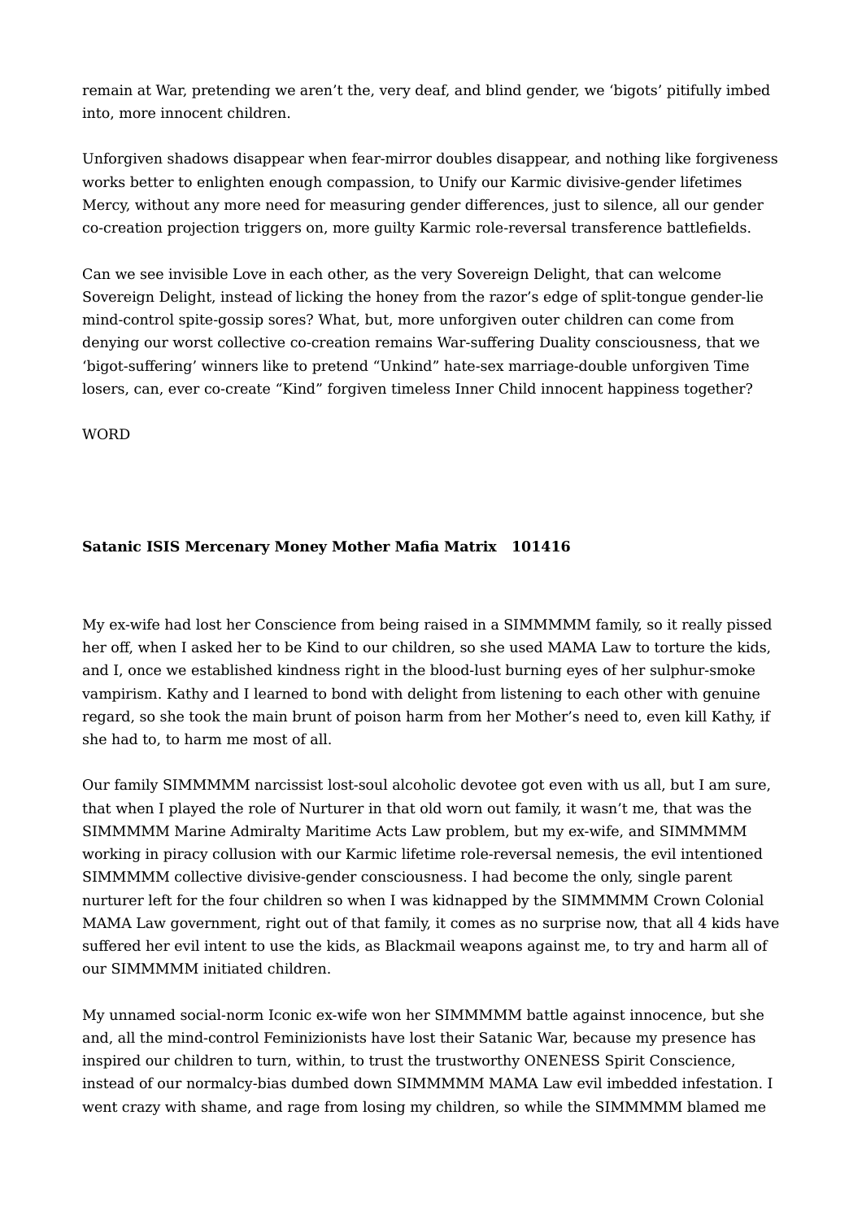remain at War, pretending we aren't the, very deaf, and blind gender, we 'bigots' pitifully imbed into, more innocent children.

Unforgiven shadows disappear when fear-mirror doubles disappear, and nothing like forgiveness works better to enlighten enough compassion, to Unify our Karmic divisive-gender lifetimes Mercy, without any more need for measuring gender differences, just to silence, all our gender co-creation projection triggers on, more guilty Karmic role-reversal transference battlefields.

Can we see invisible Love in each other, as the very Sovereign Delight, that can welcome Sovereign Delight, instead of licking the honey from the razor's edge of split-tongue gender-lie mind-control spite-gossip sores? What, but, more unforgiven outer children can come from denying our worst collective co-creation remains War-suffering Duality consciousness, that we 'bigot-suffering' winners like to pretend "Unkind" hate-sex marriage-double unforgiven Time losers, can, ever co-create "Kind" forgiven timeless Inner Child innocent happiness together?

WORD

**Satanic ISIS Mercenary Money Mother Mafia Matrix 101416**

My ex-wife had lost her Conscience from being raised in a SIMMMMM family, so it really pissed her off, when I asked her to be Kind to our children, so she used MAMA Law to torture the kids, and I, once we established kindness right in the blood-lust burning eyes of her sulphur-smoke vampirism. Kathy and I learned to bond with delight from listening to each other with genuine regard, so she took the main brunt of poison harm from her Mother's need to, even kill Kathy, if she had to, to harm me most of all.

Our family SIMMMMM narcissist lost-soul alcoholic devotee got even with us all, but I am sure, that when I played the role of Nurturer in that old worn out family, it wasn't me, that was the SIMMMMM Marine Admiralty Maritime Acts Law problem, but my ex-wife, and SIMMMMM working in piracy collusion with our Karmic lifetime role-reversal nemesis, the evil intentioned SIMMMMM collective divisive-gender consciousness. I had become the only, single parent nurturer left for the four children so when I was kidnapped by the SIMMMMM Crown Colonial MAMA Law government, right out of that family, it comes as no surprise now, that all 4 kids have suffered her evil intent to use the kids, as Blackmail weapons against me, to try and harm all of our SIMMMMM initiated children.

My unnamed social-norm Iconic ex-wife won her SIMMMMM battle against innocence, but she and, all the mind-control Feminizionists have lost their Satanic War, because my presence has inspired our children to turn, within, to trust the trustworthy ONENESS Spirit Conscience, instead of our normalcy-bias dumbed down SIMMMMM MAMA Law evil imbedded infestation. I went crazy with shame, and rage from losing my children, so while the SIMMMMM blamed me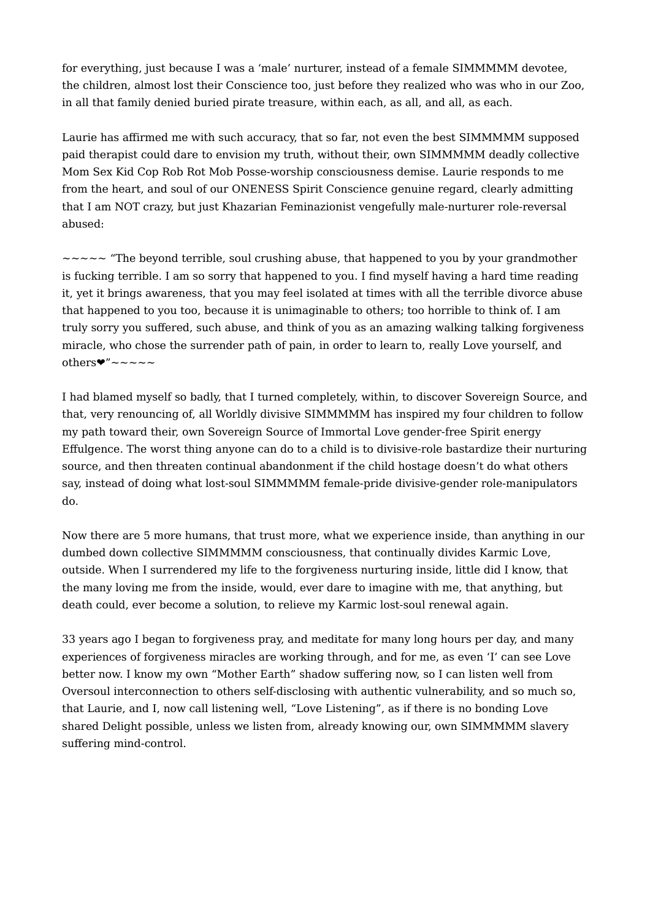for everything, just because I was a 'male' nurturer, instead of a female SIMMMMM devotee, the children, almost lost their Conscience too, just before they realized who was who in our Zoo, in all that family denied buried pirate treasure, within each, as all, and all, as each.

Laurie has affirmed me with such accuracy, that so far, not even the best SIMMMMM supposed paid therapist could dare to envision my truth, without their, own SIMMMMM deadly collective Mom Sex Kid Cop Rob Rot Mob Posse-worship consciousness demise. Laurie responds to me from the heart, and soul of our ONENESS Spirit Conscience genuine regard, clearly admitting that I am NOT crazy, but just Khazarian Feminazionist vengefully male-nurturer role-reversal abused:

~~~~~ "The beyond terrible, soul crushing abuse, that happened to you by your grandmother is fucking terrible. I am so sorry that happened to you. I find myself having a hard time reading it, yet it brings awareness, that you may feel isolated at times with all the terrible divorce abuse that happened to you too, because it is unimaginable to others; too horrible to think of. I am truly sorry you suffered, such abuse, and think of you as an amazing walking talking forgiveness miracle, who chose the surrender path of pain, in order to learn to, really Love yourself, and others❤"~~~~~

I had blamed myself so badly, that I turned completely, within, to discover Sovereign Source, and that, very renouncing of, all Worldly divisive SIMMMMM has inspired my four children to follow my path toward their, own Sovereign Source of Immortal Love gender-free Spirit energy Effulgence. The worst thing anyone can do to a child is to divisive-role bastardize their nurturing source, and then threaten continual abandonment if the child hostage doesn't do what others say, instead of doing what lost-soul SIMMMMM female-pride divisive-gender role-manipulators do.

Now there are 5 more humans, that trust more, what we experience inside, than anything in our dumbed down collective SIMMMMM consciousness, that continually divides Karmic Love, outside. When I surrendered my life to the forgiveness nurturing inside, little did I know, that the many loving me from the inside, would, ever dare to imagine with me, that anything, but death could, ever become a solution, to relieve my Karmic lost-soul renewal again.

33 years ago I began to forgiveness pray, and meditate for many long hours per day, and many experiences of forgiveness miracles are working through, and for me, as even 'I' can see Love better now. I know my own "Mother Earth" shadow suffering now, so I can listen well from Oversoul interconnection to others self-disclosing with authentic vulnerability, and so much so, that Laurie, and I, now call listening well, "Love Listening", as if there is no bonding Love shared Delight possible, unless we listen from, already knowing our, own SIMMMMM slavery suffering mind-control.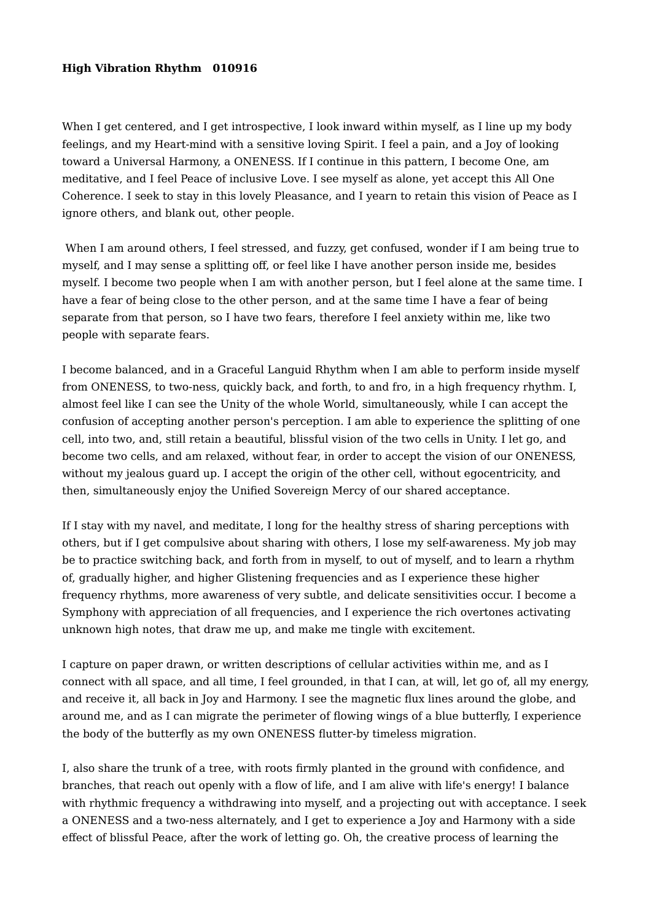**High Vibration Rhythm   010916**

When I get centered, and I get introspective, I look inward within myself, as I line up my body feelings, and my Heart-mind with a sensitive loving Spirit. I feel a pain, and a Joy of looking toward a Universal Harmony, a ONENESS. If I continue in this pattern, I become One, am meditative, and I feel Peace of inclusive Love. I see myself as alone, yet accept this All One Coherence. I seek to stay in this lovely Pleasance, and I yearn to retain this vision of Peace as I ignore others, and blank out, other people.

When I am around others, I feel stressed, and fuzzy, get confused, wonder if I am being true to myself, and I may sense a splitting off, or feel like I have another person inside me, besides myself. I become two people when I am with another person, but I feel alone at the same time. I have a fear of being close to the other person, and at the same time I have a fear of being separate from that person, so I have two fears, therefore I feel anxiety within me, like two people with separate fears.

I become balanced, and in a Graceful Languid Rhythm when I am able to perform inside myself from ONENESS, to two-ness, quickly back, and forth, to and fro, in a high frequency rhythm. I, almost feel like I can see the Unity of the whole World, simultaneously, while I can accept the confusion of accepting another person's perception. I am able to experience the splitting of one cell, into two, and, still retain a beautiful, blissful vision of the two cells in Unity. I let go, and become two cells, and am relaxed, without fear, in order to accept the vision of our ONENESS, without my jealous guard up. I accept the origin of the other cell, without egocentricity, and then, simultaneously enjoy the Unified Sovereign Mercy of our shared acceptance.

If I stay with my navel, and meditate, I long for the healthy stress of sharing perceptions with others, but if I get compulsive about sharing with others, I lose my self-awareness. My job may be to practice switching back, and forth from in myself, to out of myself, and to learn a rhythm of, gradually higher, and higher Glistening frequencies and as I experience these higher frequency rhythms, more awareness of very subtle, and delicate sensitivities occur. I become a Symphony with appreciation of all frequencies, and I experience the rich overtones activating unknown high notes, that draw me up, and make me tingle with excitement.

I capture on paper drawn, or written descriptions of cellular activities within me, and as I connect with all space, and all time, I feel grounded, in that I can, at will, let go of, all my energy, and receive it, all back in Joy and Harmony. I see the magnetic flux lines around the globe, and around me, and as I can migrate the perimeter of flowing wings of a blue butterfly, I experience the body of the butterfly as my own ONENESS flutter-by timeless migration.

I, also share the trunk of a tree, with roots firmly planted in the ground with confidence, and branches, that reach out openly with a flow of life, and I am alive with life's energy! I balance with rhythmic frequency a withdrawing into myself, and a projecting out with acceptance. I seek a ONENESS and a two-ness alternately, and I get to experience a Joy and Harmony with a side effect of blissful Peace, after the work of letting go. Oh, the creative process of learning the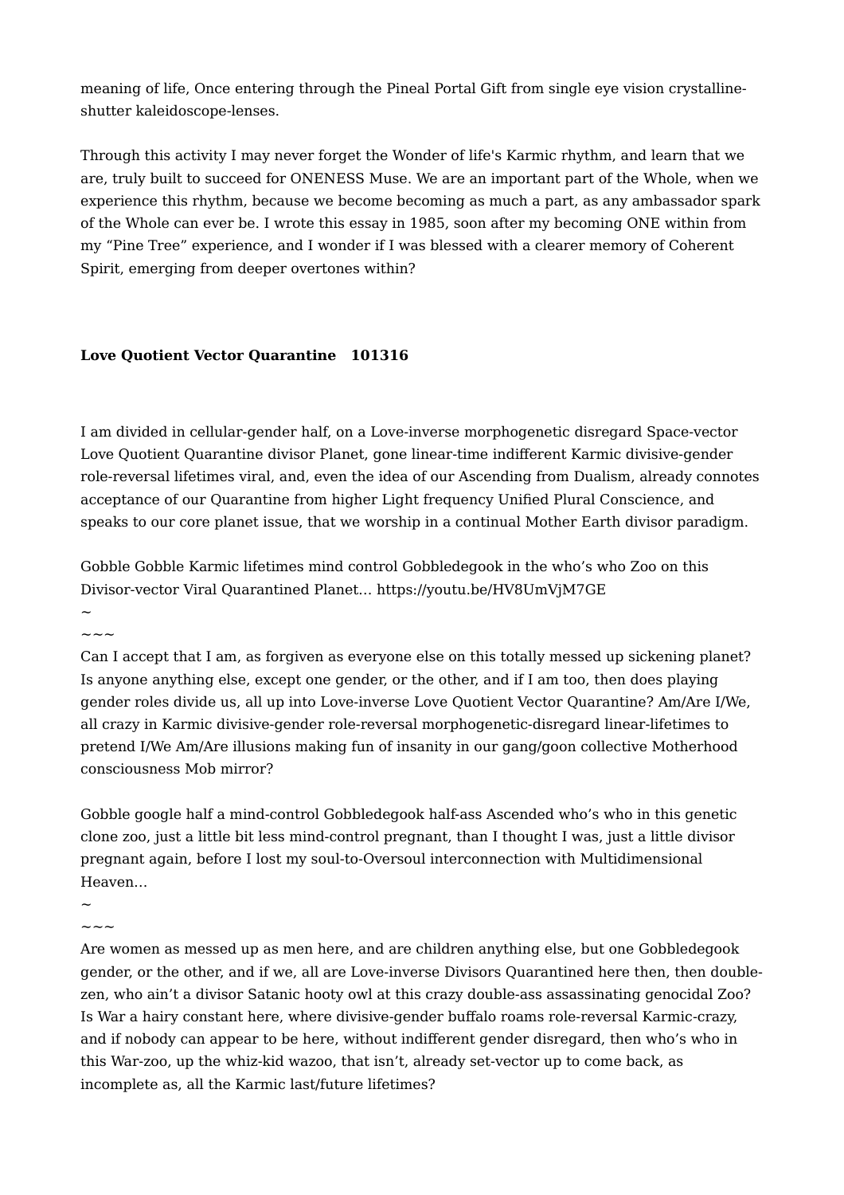meaning of life, Once entering through the Pineal Portal Gift from single eye vision crystalline-shutter kaleidoscope-lenses.

Through this activity I may never forget the Wonder of life's Karmic rhythm, and learn that we are, truly built to succeed for ONENESS Muse. We are an important part of the Whole, when we experience this rhythm, because we become becoming as much a part, as any ambassador spark of the Whole can ever be. I wrote this essay in 1985, soon after my becoming ONE within from my “Pine Tree” experience, and I wonder if I was blessed with a clearer memory of Coherent Spirit, emerging from deeper overtones within?

**Love Quotient Vector Quarantine 101316**

I am divided in cellular-gender half, on a Love-inverse morphogenetic disregard Space-vector Love Quotient Quarantine divisor Planet, gone linear-time indifferent Karmic divisive-gender role-reversal lifetimes viral, and, even the idea of our Ascending from Dualism, already connotes acceptance of our Quarantine from higher Light frequency Unified Plural Conscience, and speaks to our core planet issue, that we worship in a continual Mother Earth divisor paradigm.

Gobble Gobble Karmic lifetimes mind control Gobbledegook in the who’s who Zoo on this Divisor-vector Viral Quarantined Planet… https://youtu.be/HV8UmVjM7GE

~

~~~

Can I accept that I am, as forgiven as everyone else on this totally messed up sickening planet? Is anyone anything else, except one gender, or the other, and if I am too, then does playing gender roles divide us, all up into Love-inverse Love Quotient Vector Quarantine? Am/Are I/We, all crazy in Karmic divisive-gender role-reversal morphogenetic-disregard linear-lifetimes to pretend I/We Am/Are illusions making fun of insanity in our gang/goon collective Motherhood consciousness Mob mirror?

Gobble google half a mind-control Gobbledegook half-ass Ascended who’s who in this genetic clone zoo, just a little bit less mind-control pregnant, than I thought I was, just a little divisor pregnant again, before I lost my soul-to-Oversoul interconnection with Multidimensional Heaven…

~

~~~

Are women as messed up as men here, and are children anything else, but one Gobbledegook gender, or the other, and if we, all are Love-inverse Divisors Quarantined here then, then double-zen, who ain’t a divisor Satanic hooty owl at this crazy double-ass assassinating genocidal Zoo? Is War a hairy constant here, where divisive-gender buffalo roams role-reversal Karmic-crazy, and if nobody can appear to be here, without indifferent gender disregard, then who’s who in this War-zoo, up the whiz-kid wazoo, that isn’t, already set-vector up to come back, as incomplete as, all the Karmic last/future lifetimes?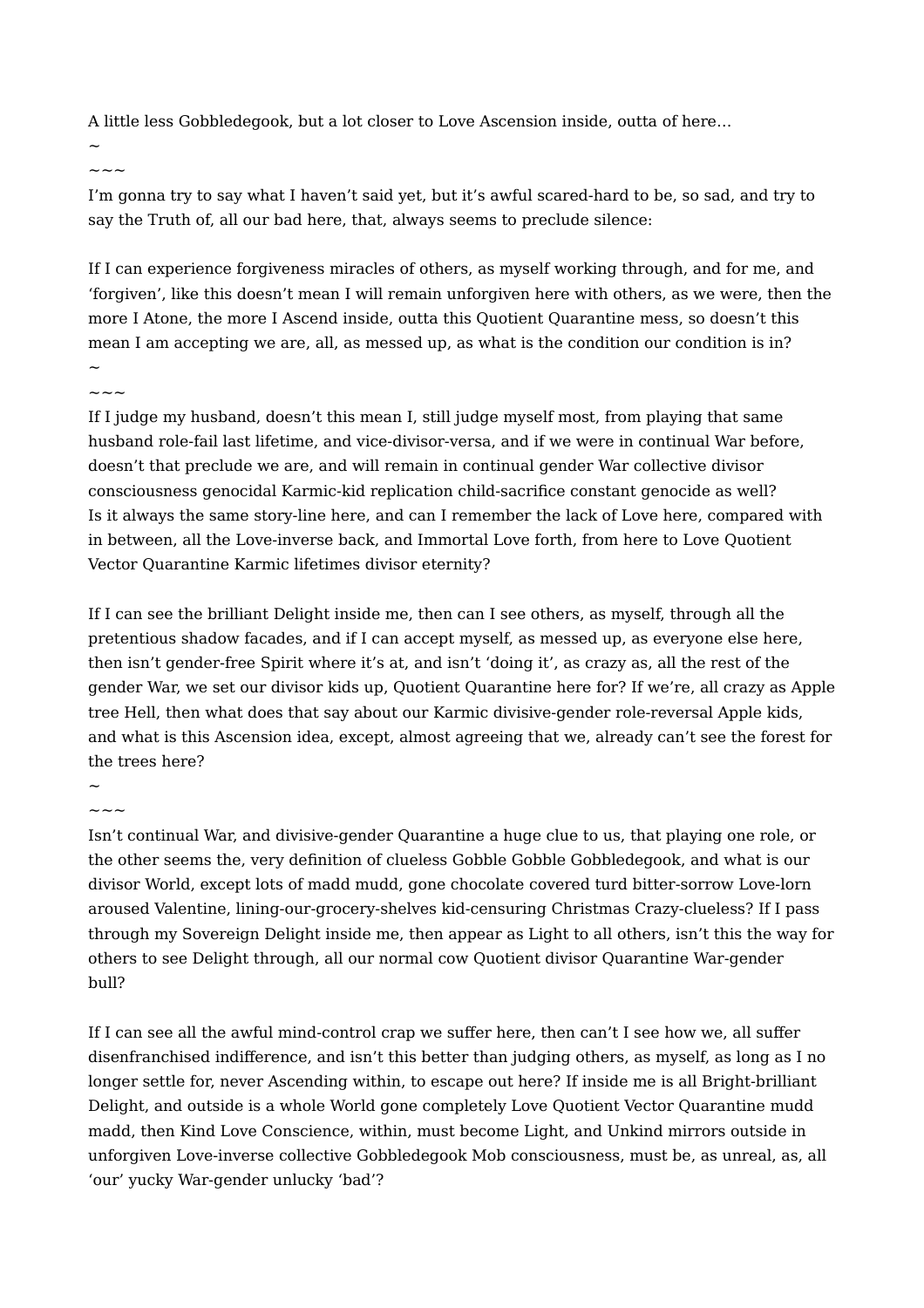A little less Gobbledegook, but a lot closer to Love Ascension inside, outta of here…

~

~~~

I'm gonna try to say what I haven't said yet, but it's awful scared-hard to be, so sad, and try to say the Truth of, all our bad here, that, always seems to preclude silence:

If I can experience forgiveness miracles of others, as myself working through, and for me, and 'forgiven', like this doesn't mean I will remain unforgiven here with others, as we were, then the more I Atone, the more I Ascend inside, outta this Quotient Quarantine mess, so doesn't this mean I am accepting we are, all, as messed up, as what is the condition our condition is in?

~

~~~

If I judge my husband, doesn't this mean I, still judge myself most, from playing that same husband role-fail last lifetime, and vice-divisor-versa, and if we were in continual War before, doesn't that preclude we are, and will remain in continual gender War collective divisor consciousness genocidal Karmic-kid replication child-sacrifice constant genocide as well? Is it always the same story-line here, and can I remember the lack of Love here, compared with in between, all the Love-inverse back, and Immortal Love forth, from here to Love Quotient Vector Quarantine Karmic lifetimes divisor eternity?

If I can see the brilliant Delight inside me, then can I see others, as myself, through all the pretentious shadow facades, and if I can accept myself, as messed up, as everyone else here, then isn't gender-free Spirit where it's at, and isn't 'doing it', as crazy as, all the rest of the gender War, we set our divisor kids up, Quotient Quarantine here for? If we're, all crazy as Apple tree Hell, then what does that say about our Karmic divisive-gender role-reversal Apple kids, and what is this Ascension idea, except, almost agreeing that we, already can't see the forest for the trees here?

~

~~~

Isn't continual War, and divisive-gender Quarantine a huge clue to us, that playing one role, or the other seems the, very definition of clueless Gobble Gobble Gobbledegook, and what is our divisor World, except lots of madd mudd, gone chocolate covered turd bitter-sorrow Love-lorn aroused Valentine, lining-our-grocery-shelves kid-censuring Christmas Crazy-clueless? If I pass through my Sovereign Delight inside me, then appear as Light to all others, isn't this the way for others to see Delight through, all our normal cow Quotient divisor Quarantine War-gender bull?

If I can see all the awful mind-control crap we suffer here, then can't I see how we, all suffer disenfranchised indifference, and isn't this better than judging others, as myself, as long as I no longer settle for, never Ascending within, to escape out here? If inside me is all Bright-brilliant Delight, and outside is a whole World gone completely Love Quotient Vector Quarantine mudd madd, then Kind Love Conscience, within, must become Light, and Unkind mirrors outside in unforgiven Love-inverse collective Gobbledegook Mob consciousness, must be, as unreal, as, all 'our' yucky War-gender unlucky 'bad'?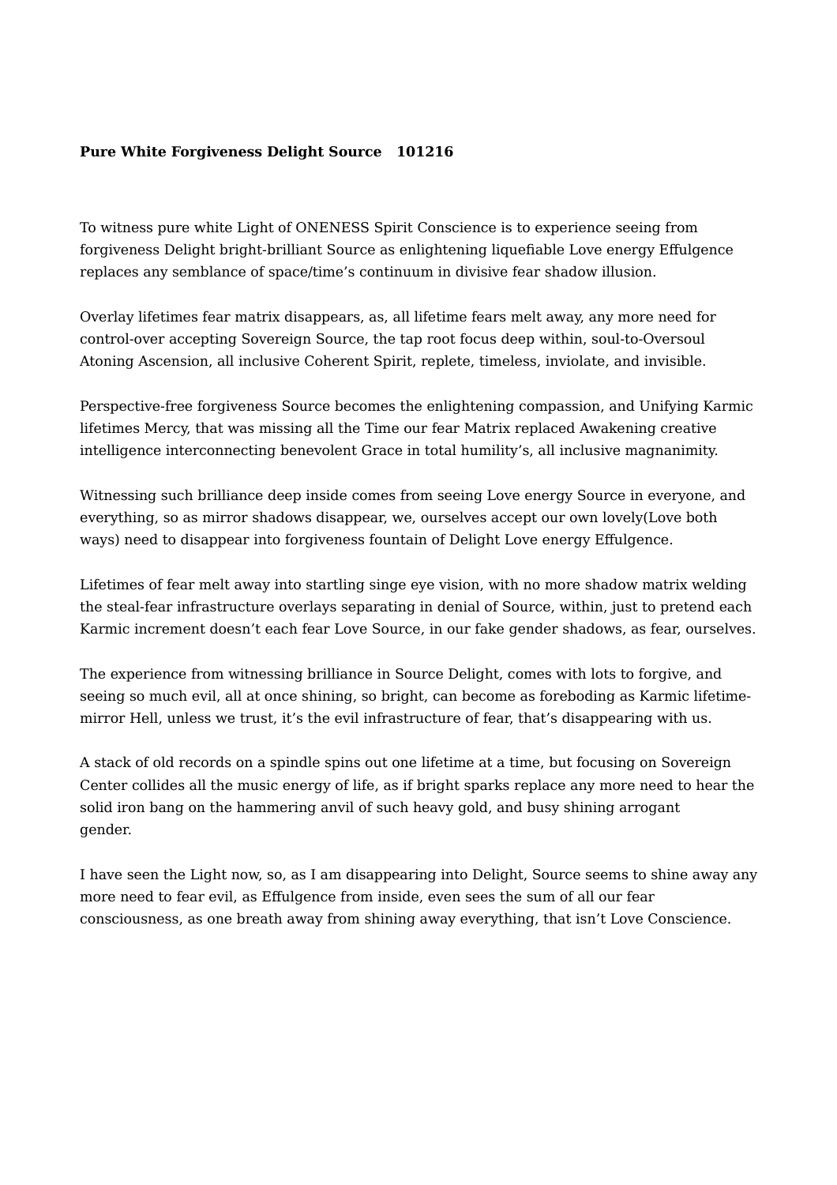**Pure White Forgiveness Delight Source   101216**

To witness pure white Light of ONENESS Spirit Conscience is to experience seeing from forgiveness Delight bright-brilliant Source as enlightening liquefiable Love energy Effulgence replaces any semblance of space/time's continuum in divisive fear shadow illusion.

Overlay lifetimes fear matrix disappears, as, all lifetime fears melt away, any more need for control-over accepting Sovereign Source, the tap root focus deep within, soul-to-Oversoul Atoning Ascension, all inclusive Coherent Spirit, replete, timeless, inviolate, and invisible.

Perspective-free forgiveness Source becomes the enlightening compassion, and Unifying Karmic lifetimes Mercy, that was missing all the Time our fear Matrix replaced Awakening creative intelligence interconnecting benevolent Grace in total humility's, all inclusive magnanimity.

Witnessing such brilliance deep inside comes from seeing Love energy Source in everyone, and everything, so as mirror shadows disappear, we, ourselves accept our own lovely(Love both ways) need to disappear into forgiveness fountain of Delight Love energy Effulgence.

Lifetimes of fear melt away into startling singe eye vision, with no more shadow matrix welding the steal-fear infrastructure overlays separating in denial of Source, within, just to pretend each Karmic increment doesn't each fear Love Source, in our fake gender shadows, as fear, ourselves.

The experience from witnessing brilliance in Source Delight, comes with lots to forgive, and seeing so much evil, all at once shining, so bright, can become as foreboding as Karmic lifetime-mirror Hell, unless we trust, it's the evil infrastructure of fear, that's disappearing with us.

A stack of old records on a spindle spins out one lifetime at a time, but focusing on Sovereign Center collides all the music energy of life, as if bright sparks replace any more need to hear the solid iron bang on the hammering anvil of such heavy gold, and busy shining arrogant gender.

I have seen the Light now, so, as I am disappearing into Delight, Source seems to shine away any more need to fear evil, as Effulgence from inside, even sees the sum of all our fear consciousness, as one breath away from shining away everything, that isn't Love Conscience.